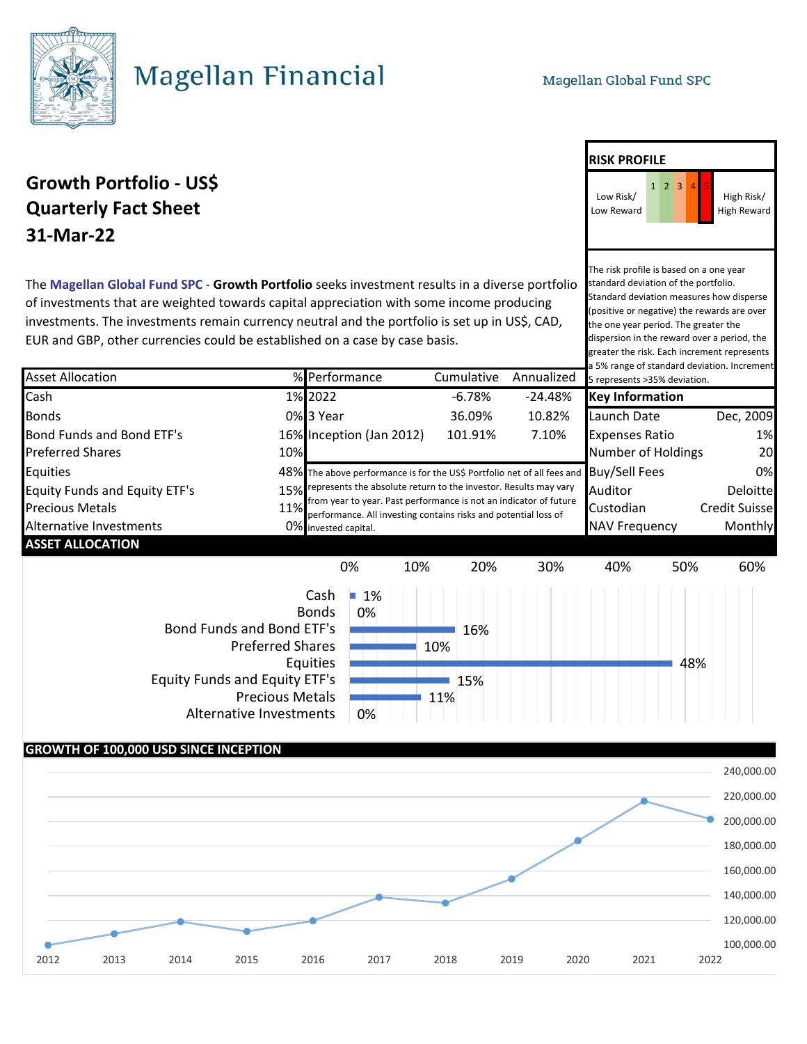# Magellan Financial

Magellan Global Fund SPC

## Growth Portfolio - US$
## Quarterly Fact Sheet
## 31-Mar-22

The **Magellan Global Fund SPC** - **Growth Portfolio** seeks investment results in a diverse portfolio of investments that are weighted towards capital appreciation with some income producing investments. The investments remain currency neutral and the portfolio is set up in US$, CAD, EUR and GBP, other currencies could be established on a case by case basis.

**RISK PROFILE**

Low Risk/ Low Reward | 1 | 2 | 3 | 4 | **5** | High Risk/ High Reward

The risk profile is based on a one year standard deviation of the portfolio. Standard deviation measures how disperse (positive or negative) the rewards are over the one year period. The greater the dispersion in the reward over a period, the greater the risk. Each increment represents a 5% range of standard deviation. Increment 5 represents >35% deviation.

| Asset Allocation | % |
|---|---|
| Cash | 1% |
| Bonds | 0% |
| Bond Funds and Bond ETF's | 16% |
| Preferred Shares | 10% |
| Equities | 48% |
| Equity Funds and Equity ETF's | 15% |
| Precious Metals | 11% |
| Alternative Investments | 0% |

| Performance | Cumulative | Annualized |
|---|---|---|
| 2022 | -6.78% | -24.48% |
| 3 Year | 36.09% | 10.82% |
| Inception (Jan 2012) | 101.91% | 7.10% |

The above performance is for the US$ Portfolio net of all fees and represents the absolute return to the investor. Results may vary from year to year. Past performance is not an indicator of future performance. All investing contains risks and potential loss of invested capital.

| Key Information | |
|---|---|
| Launch Date | Dec, 2009 |
| Expenses Ratio | 1% |
| Number of Holdings | 20 |
| Buy/Sell Fees | 0% |
| Auditor | Deloitte |
| Custodian | Credit Suisse |
| NAV Frequency | Monthly |

**ASSET ALLOCATION**

| Category | % |
|---|---|
| Cash | 1% |
| Bonds | 0% |
| Bond Funds and Bond ETF's | 16% |
| Preferred Shares | 10% |
| Equities | 48% |
| Equity Funds and Equity ETF's | 15% |
| Precious Metals | 11% |
| Alternative Investments | 0% |

**GROWTH OF 100,000 USD SINCE INCEPTION**

(Chart: years 2012–2022; y-axis 100,000.00 to 240,000.00)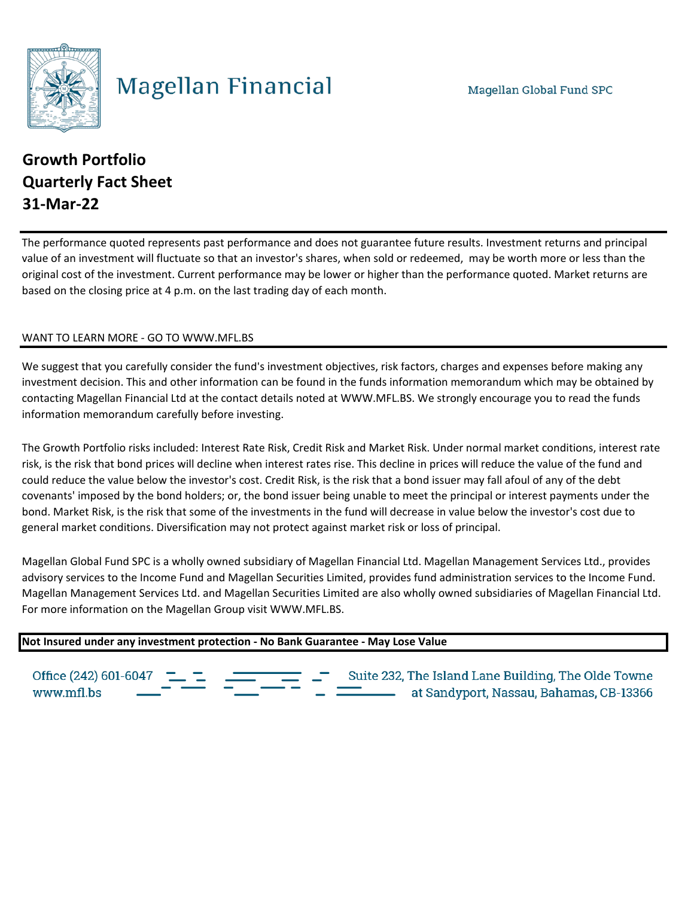Magellan Financial

Magellan Global Fund SPC

# Growth Portfolio
# Quarterly Fact Sheet
# 31-Mar-22

The performance quoted represents past performance and does not guarantee future results. Investment returns and principal value of an investment will fluctuate so that an investor's shares, when sold or redeemed, may be worth more or less than the original cost of the investment. Current performance may be lower or higher than the performance quoted. Market returns are based on the closing price at 4 p.m. on the last trading day of each month.

WANT TO LEARN MORE - GO TO WWW.MFL.BS

We suggest that you carefully consider the fund's investment objectives, risk factors, charges and expenses before making any investment decision. This and other information can be found in the funds information memorandum which may be obtained by contacting Magellan Financial Ltd at the contact details noted at WWW.MFL.BS. We strongly encourage you to read the funds information memorandum carefully before investing.

The Growth Portfolio risks included: Interest Rate Risk, Credit Risk and Market Risk. Under normal market conditions, interest rate risk, is the risk that bond prices will decline when interest rates rise. This decline in prices will reduce the value of the fund and could reduce the value below the investor's cost. Credit Risk, is the risk that a bond issuer may fall afoul of any of the debt covenants' imposed by the bond holders; or, the bond issuer being unable to meet the principal or interest payments under the bond. Market Risk, is the risk that some of the investments in the fund will decrease in value below the investor's cost due to general market conditions. Diversification may not protect against market risk or loss of principal.

Magellan Global Fund SPC is a wholly owned subsidiary of Magellan Financial Ltd. Magellan Management Services Ltd., provides advisory services to the Income Fund and Magellan Securities Limited, provides fund administration services to the Income Fund. Magellan Management Services Ltd. and Magellan Securities Limited are also wholly owned subsidiaries of Magellan Financial Ltd. For more information on the Magellan Group visit WWW.MFL.BS.

**Not Insured under any investment protection - No Bank Guarantee - May Lose Value**

Office (242) 601-6047
www.mfl.bs

Suite 232, The Island Lane Building, The Olde Towne
at Sandyport, Nassau, Bahamas, CB-13366